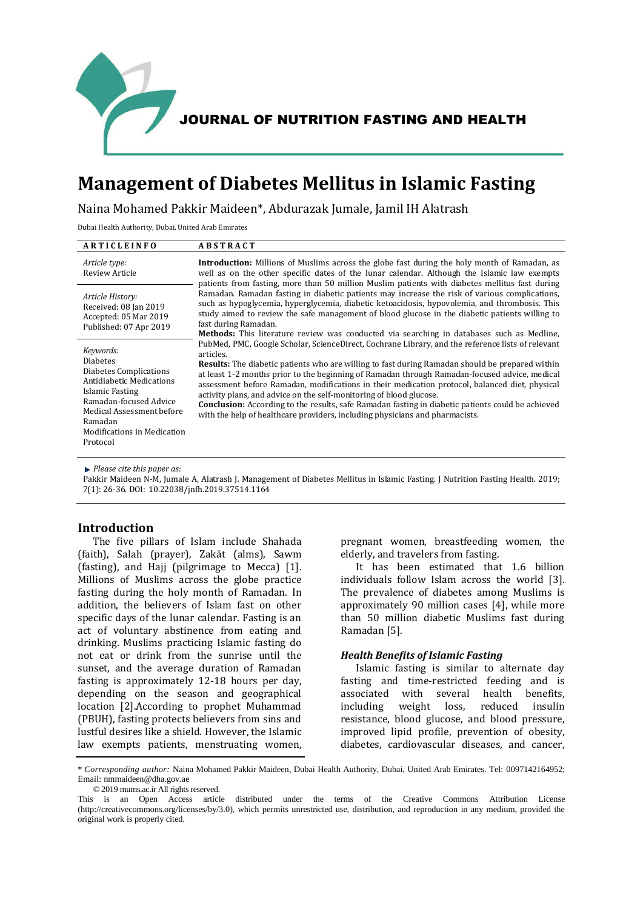JOURNAL OF NUTRITION FASTING AND HEALTH

# Management of Diabetes Mellitus in Islamic Fasting

Naina Mohamed Pakkir Maideen*, Abdurazak Jumale, Jamil IH Alatrash

Dubai Health Authority, Dubai, United Arab Emirates

**ARTICLE INFO**

*Article type:*
Review Article

*Article History:*
Received: 08 Jan 2019
Accepted: 05 Mar 2019
Published: 07 Apr 2019

*Keywords:*
Diabetes
Diabetes Complications
Antidiabetic Medications
Islamic Fasting
Ramadan-focused Advice
Medical Assessment before Ramadan
Modifications in Medication Protocol

**ABSTRACT**

**Introduction:** Millions of Muslims across the globe fast during the holy month of Ramadan, as well as on the other specific dates of the lunar calendar. Although the Islamic law exempts patients from fasting, more than 50 million Muslim patients with diabetes mellitus fast during Ramadan. Ramadan fasting in diabetic patients may increase the risk of various complications, such as hypoglycemia, hyperglycemia, diabetic ketoacidosis, hypovolemia, and thrombosis. This study aimed to review the safe management of blood glucose in the diabetic patients willing to fast during Ramadan.

**Methods:** This literature review was conducted via searching in databases such as Medline, PubMed, PMC, Google Scholar, ScienceDirect, Cochrane Library, and the reference lists of relevant articles.

**Results:** The diabetic patients who are willing to fast during Ramadan should be prepared within at least 1-2 months prior to the beginning of Ramadan through Ramadan-focused advice, medical assessment before Ramadan, modifications in their medication protocol, balanced diet, physical activity plans, and advice on the self-monitoring of blood glucose.

**Conclusion:** According to the results, safe Ramadan fasting in diabetic patients could be achieved with the help of healthcare providers, including physicians and pharmacists.

► *Please cite this paper as*:
Pakkir Maideen N-M, Jumale A, Alatrash J. Management of Diabetes Mellitus in Islamic Fasting. J Nutrition Fasting Health. 2019; 7(1): 26-36. DOI: 10.22038/jnfh.2019.37514.1164

## Introduction

The five pillars of Islam include Shahada (faith), Salah (prayer), Zakāt (alms), Sawm (fasting), and Hajj (pilgrimage to Mecca) [1]. Millions of Muslims across the globe practice fasting during the holy month of Ramadan. In addition, the believers of Islam fast on other specific days of the lunar calendar. Fasting is an act of voluntary abstinence from eating and drinking. Muslims practicing Islamic fasting do not eat or drink from the sunrise until the sunset, and the average duration of Ramadan fasting is approximately 12-18 hours per day, depending on the season and geographical location [2].According to prophet Muhammad (PBUH), fasting protects believers from sins and lustful desires like a shield. However, the Islamic law exempts patients, menstruating women, pregnant women, breastfeeding women, the elderly, and travelers from fasting.

It has been estimated that 1.6 billion individuals follow Islam across the world [3]. The prevalence of diabetes among Muslims is approximately 90 million cases [4], while more than 50 million diabetic Muslims fast during Ramadan [5].

### *Health Benefits of Islamic Fasting*

Islamic fasting is similar to alternate day fasting and time-restricted feeding and is associated with several health benefits, including weight loss, reduced insulin resistance, blood glucose, and blood pressure, improved lipid profile, prevention of obesity, diabetes, cardiovascular diseases, and cancer,

---

\* *Corresponding author:* Naina Mohamed Pakkir Maideen, Dubai Health Authority, Dubai, United Arab Emirates. Tel: 0097142164952; Email: nmmaideen@dha.gov.ae

© 2019 mums.ac.ir All rights reserved.

This is an Open Access article distributed under the terms of the Creative Commons Attribution License (http://creativecommons.org/licenses/by/3.0), which permits unrestricted use, distribution, and reproduction in any medium, provided the original work is properly cited.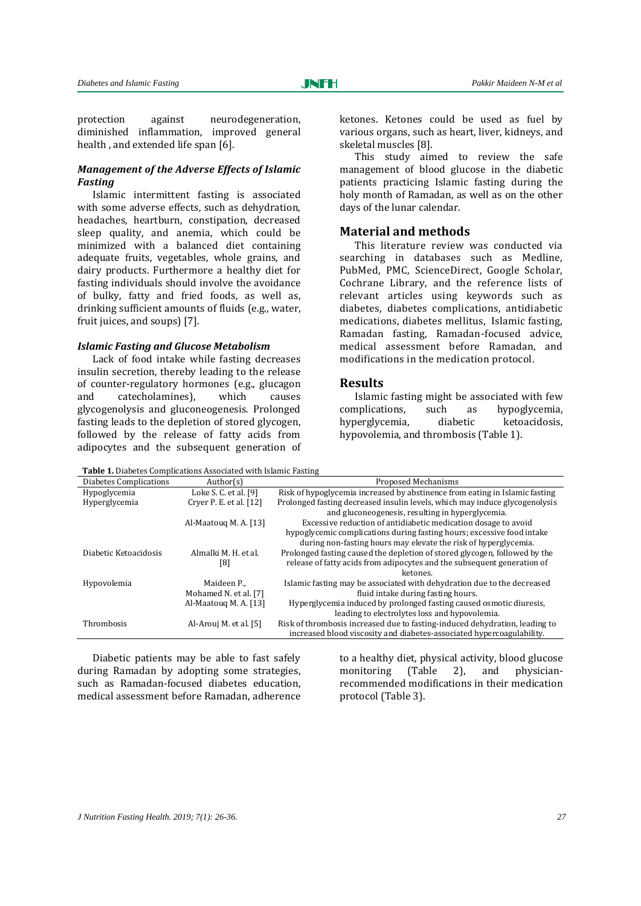protection against neurodegeneration, diminished inflammation, improved general health , and extended life span [6].

### *Management of the Adverse Effects of Islamic Fasting*

Islamic intermittent fasting is associated with some adverse effects, such as dehydration, headaches, heartburn, constipation, decreased sleep quality, and anemia, which could be minimized with a balanced diet containing adequate fruits, vegetables, whole grains, and dairy products. Furthermore a healthy diet for fasting individuals should involve the avoidance of bulky, fatty and fried foods, as well as, drinking sufficient amounts of fluids (e.g., water, fruit juices, and soups) [7].

### *Islamic Fasting and Glucose Metabolism*

Lack of food intake while fasting decreases insulin secretion, thereby leading to the release of counter-regulatory hormones (e.g., glucagon and catecholamines), which causes glycogenolysis and gluconeogenesis. Prolonged fasting leads to the depletion of stored glycogen, followed by the release of fatty acids from adipocytes and the subsequent generation of ketones. Ketones could be used as fuel by various organs, such as heart, liver, kidneys, and skeletal muscles [8].

This study aimed to review the safe management of blood glucose in the diabetic patients practicing Islamic fasting during the holy month of Ramadan, as well as on the other days of the lunar calendar.

## Material and methods

This literature review was conducted via searching in databases such as Medline, PubMed, PMC, ScienceDirect, Google Scholar, Cochrane Library, and the reference lists of relevant articles using keywords such as diabetes, diabetes complications, antidiabetic medications, diabetes mellitus, Islamic fasting, Ramadan fasting, Ramadan-focused advice, medical assessment before Ramadan, and modifications in the medication protocol.

## Results

Islamic fasting might be associated with few complications, such as hypoglycemia, hyperglycemia, diabetic ketoacidosis, hypovolemia, and thrombosis (Table 1).

**Table 1.** Diabetes Complications Associated with Islamic Fasting

| Diabetes Complications | Author(s) | Proposed Mechanisms |
|---|---|---|
| Hypoglycemia | Loke S. C. et al. [9] | Risk of hypoglycemia increased by abstinence from eating in Islamic fasting |
| Hyperglycemia | Cryer P. E. et al. [12] | Prolonged fasting decreased insulin levels, which may induce glycogenolysis and gluconeogenesis, resulting in hyperglycemia. |
| | Al-Maatouq M. A. [13] | Excessive reduction of antidiabetic medication dosage to avoid hypoglycemic complications during fasting hours; excessive food intake during non-fasting hours may elevate the risk of hyperglycemia. |
| Diabetic Ketoacidosis | Almalki M. H. et al. [8] | Prolonged fasting caused the depletion of stored glycogen, followed by the release of fatty acids from adipocytes and the subsequent generation of ketones. |
| Hypovolemia | Maideen P., Mohamed N. et al. [7] | Islamic fasting may be associated with dehydration due to the decreased fluid intake during fasting hours. |
| | Al-Maatouq M. A. [13] | Hyperglycemia induced by prolonged fasting caused osmotic diuresis, leading to electrolytes loss and hypovolemia. |
| Thrombosis | Al-Arouj M. et al. [5] | Risk of thrombosis increased due to fasting-induced dehydration, leading to increased blood viscosity and diabetes-associated hypercoagulability. |

Diabetic patients may be able to fast safely during Ramadan by adopting some strategies, such as Ramadan-focused diabetes education, medical assessment before Ramadan, adherence to a healthy diet, physical activity, blood glucose monitoring (Table 2), and physician-recommended modifications in their medication protocol (Table 3).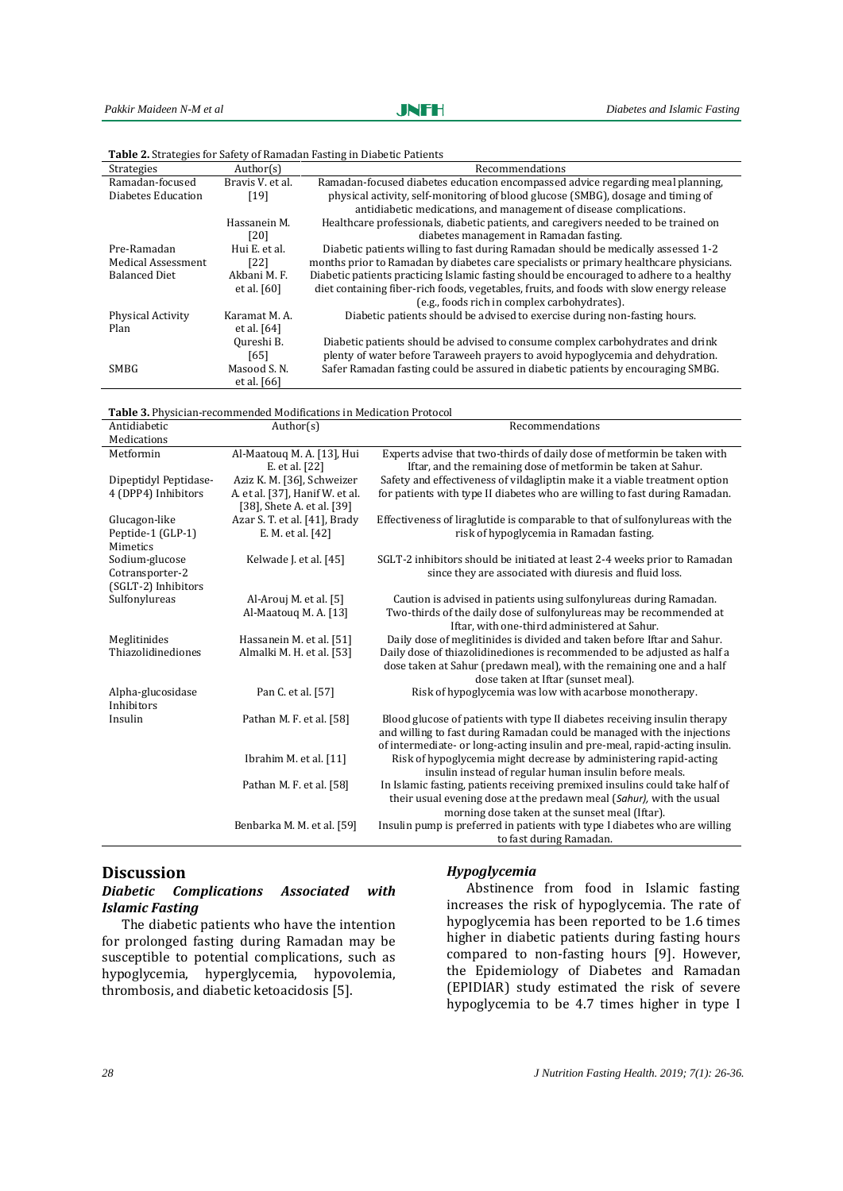**Table 2.** Strategies for Safety of Ramadan Fasting in Diabetic Patients

| Strategies | Author(s) | Recommendations |
|---|---|---|
| Ramadan-focused Diabetes Education | Bravis V. et al. [19] | Ramadan-focused diabetes education encompassed advice regarding meal planning, physical activity, self-monitoring of blood glucose (SMBG), dosage and timing of antidiabetic medications, and management of disease complications. |
| | Hassanein M. [20] | Healthcare professionals, diabetic patients, and caregivers needed to be trained on diabetes management in Ramadan fasting. |
| Pre-Ramadan Medical Assessment | Hui E. et al. [22] | Diabetic patients willing to fast during Ramadan should be medically assessed 1-2 months prior to Ramadan by diabetes care specialists or primary healthcare physicians. |
| Balanced Diet | Akbani M. F. et al. [60] | Diabetic patients practicing Islamic fasting should be encouraged to adhere to a healthy diet containing fiber-rich foods, vegetables, fruits, and foods with slow energy release (e.g., foods rich in complex carbohydrates). |
| Physical Activity Plan | Karamat M. A. et al. [64] | Diabetic patients should be advised to exercise during non-fasting hours. |
| | Qureshi B. [65] | Diabetic patients should be advised to consume complex carbohydrates and drink plenty of water before Taraweeh prayers to avoid hypoglycemia and dehydration. |
| SMBG | Masood S. N. et al. [66] | Safer Ramadan fasting could be assured in diabetic patients by encouraging SMBG. |

**Table 3.** Physician-recommended Modifications in Medication Protocol

| Antidiabetic Medications | Author(s) | Recommendations |
|---|---|---|
| Metformin | Al-Maatouq M. A. [13], Hui E. et al. [22] | Experts advise that two-thirds of daily dose of metformin be taken with Iftar, and the remaining dose of metformin be taken at Sahur. |
| Dipeptidyl Peptidase-4 (DPP4) Inhibitors | Aziz K. M. [36], Schweizer A. et al. [37], Hanif W. et al. [38], Shete A. et al. [39] | Safety and effectiveness of vildagliptin make it a viable treatment option for patients with type II diabetes who are willing to fast during Ramadan. |
| Glucagon-like Peptide-1 (GLP-1) Mimetics | Azar S. T. et al. [41], Brady E. M. et al. [42] | Effectiveness of liraglutide is comparable to that of sulfonylureas with the risk of hypoglycemia in Ramadan fasting. |
| Sodium-glucose Cotransporter-2 (SGLT-2) Inhibitors | Kelwade J. et al. [45] | SGLT-2 inhibitors should be initiated at least 2-4 weeks prior to Ramadan since they are associated with diuresis and fluid loss. |
| Sulfonylureas | Al-Arouj M. et al. [5] | Caution is advised in patients using sulfonylureas during Ramadan. |
| | Al-Maatouq M. A. [13] | Two-thirds of the daily dose of sulfonylureas may be recommended at Iftar, with one-third administered at Sahur. |
| Meglitinides | Hassanein M. et al. [51] | Daily dose of meglitinides is divided and taken before Iftar and Sahur. |
| Thiazolidinediones | Almalki M. H. et al. [53] | Daily dose of thiazolidinediones is recommended to be adjusted as half a dose taken at Sahur (predawn meal), with the remaining one and a half dose taken at Iftar (sunset meal). |
| Alpha-glucosidase Inhibitors | Pan C. et al. [57] | Risk of hypoglycemia was low with acarbose monotherapy. |
| Insulin | Pathan M. F. et al. [58] | Blood glucose of patients with type II diabetes receiving insulin therapy and willing to fast during Ramadan could be managed with the injections of intermediate- or long-acting insulin and pre-meal, rapid-acting insulin. |
| | Ibrahim M. et al. [11] | Risk of hypoglycemia might decrease by administering rapid-acting insulin instead of regular human insulin before meals. |
| | Pathan M. F. et al. [58] | In Islamic fasting, patients receiving premixed insulins could take half of their usual evening dose at the predawn meal (*Sahur*), with the usual morning dose taken at the sunset meal (Iftar). |
| | Benbarka M. M. et al. [59] | Insulin pump is preferred in patients with type I diabetes who are willing to fast during Ramadan. |

## Discussion

### *Diabetic Complications Associated with Islamic Fasting*

The diabetic patients who have the intention for prolonged fasting during Ramadan may be susceptible to potential complications, such as hypoglycemia, hyperglycemia, hypovolemia, thrombosis, and diabetic ketoacidosis [5].

### *Hypoglycemia*

Abstinence from food in Islamic fasting increases the risk of hypoglycemia. The rate of hypoglycemia has been reported to be 1.6 times higher in diabetic patients during fasting hours compared to non-fasting hours [9]. However, the Epidemiology of Diabetes and Ramadan (EPIDIAR) study estimated the risk of severe hypoglycemia to be 4.7 times higher in type I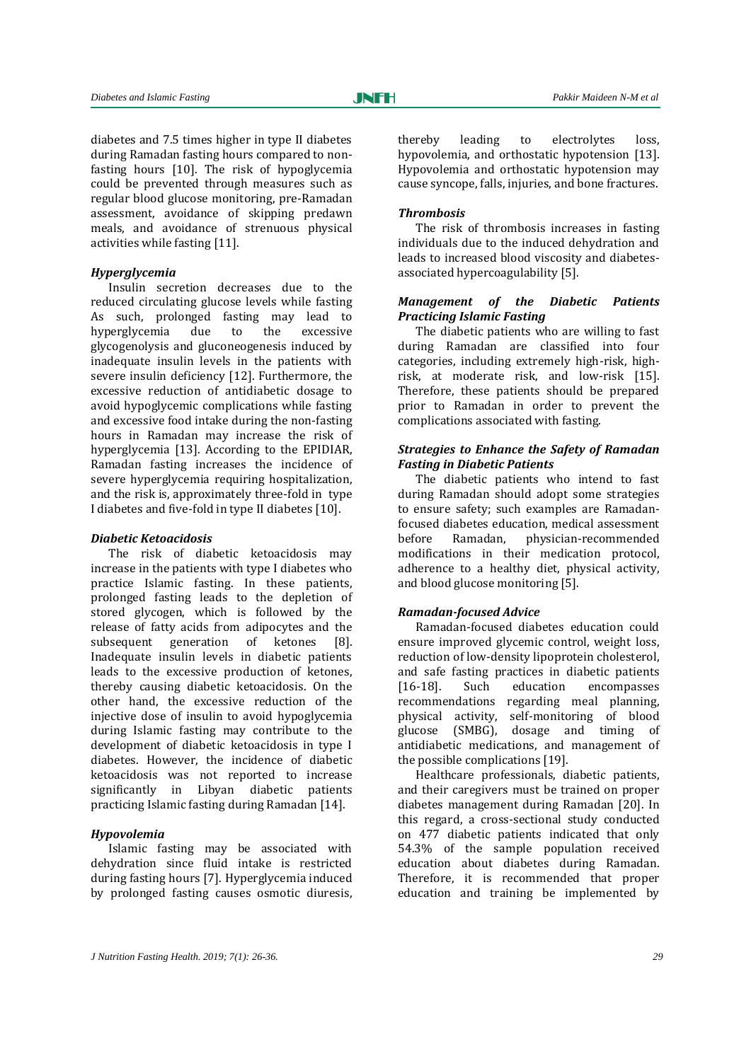diabetes and 7.5 times higher in type II diabetes during Ramadan fasting hours compared to non-fasting hours [10]. The risk of hypoglycemia could be prevented through measures such as regular blood glucose monitoring, pre-Ramadan assessment, avoidance of skipping predawn meals, and avoidance of strenuous physical activities while fasting [11].

### *Hyperglycemia*

Insulin secretion decreases due to the reduced circulating glucose levels while fasting As such, prolonged fasting may lead to hyperglycemia due to the excessive glycogenolysis and gluconeogenesis induced by inadequate insulin levels in the patients with severe insulin deficiency [12]. Furthermore, the excessive reduction of antidiabetic dosage to avoid hypoglycemic complications while fasting and excessive food intake during the non-fasting hours in Ramadan may increase the risk of hyperglycemia [13]. According to the EPIDIAR, Ramadan fasting increases the incidence of severe hyperglycemia requiring hospitalization, and the risk is, approximately three-fold in type I diabetes and five-fold in type II diabetes [10].

### *Diabetic Ketoacidosis*

The risk of diabetic ketoacidosis may increase in the patients with type I diabetes who practice Islamic fasting. In these patients, prolonged fasting leads to the depletion of stored glycogen, which is followed by the release of fatty acids from adipocytes and the subsequent generation of ketones [8]. Inadequate insulin levels in diabetic patients leads to the excessive production of ketones, thereby causing diabetic ketoacidosis. On the other hand, the excessive reduction of the injective dose of insulin to avoid hypoglycemia during Islamic fasting may contribute to the development of diabetic ketoacidosis in type I diabetes. However, the incidence of diabetic ketoacidosis was not reported to increase significantly in Libyan diabetic patients practicing Islamic fasting during Ramadan [14].

### *Hypovolemia*

Islamic fasting may be associated with dehydration since fluid intake is restricted during fasting hours [7]. Hyperglycemia induced by prolonged fasting causes osmotic diuresis, thereby leading to electrolytes loss, hypovolemia, and orthostatic hypotension [13]. Hypovolemia and orthostatic hypotension may cause syncope, falls, injuries, and bone fractures.

### *Thrombosis*

The risk of thrombosis increases in fasting individuals due to the induced dehydration and leads to increased blood viscosity and diabetes-associated hypercoagulability [5].

### *Management of the Diabetic Patients Practicing Islamic Fasting*

The diabetic patients who are willing to fast during Ramadan are classified into four categories, including extremely high-risk, high-risk, at moderate risk, and low-risk [15]. Therefore, these patients should be prepared prior to Ramadan in order to prevent the complications associated with fasting.

### *Strategies to Enhance the Safety of Ramadan Fasting in Diabetic Patients*

The diabetic patients who intend to fast during Ramadan should adopt some strategies to ensure safety; such examples are Ramadan-focused diabetes education, medical assessment before Ramadan, physician-recommended modifications in their medication protocol, adherence to a healthy diet, physical activity, and blood glucose monitoring [5].

### *Ramadan-focused Advice*

Ramadan-focused diabetes education could ensure improved glycemic control, weight loss, reduction of low-density lipoprotein cholesterol, and safe fasting practices in diabetic patients [16-18]. Such education encompasses recommendations regarding meal planning, physical activity, self-monitoring of blood glucose (SMBG), dosage and timing of antidiabetic medications, and management of the possible complications [19].

Healthcare professionals, diabetic patients, and their caregivers must be trained on proper diabetes management during Ramadan [20]. In this regard, a cross-sectional study conducted on 477 diabetic patients indicated that only 54.3% of the sample population received education about diabetes during Ramadan. Therefore, it is recommended that proper education and training be implemented by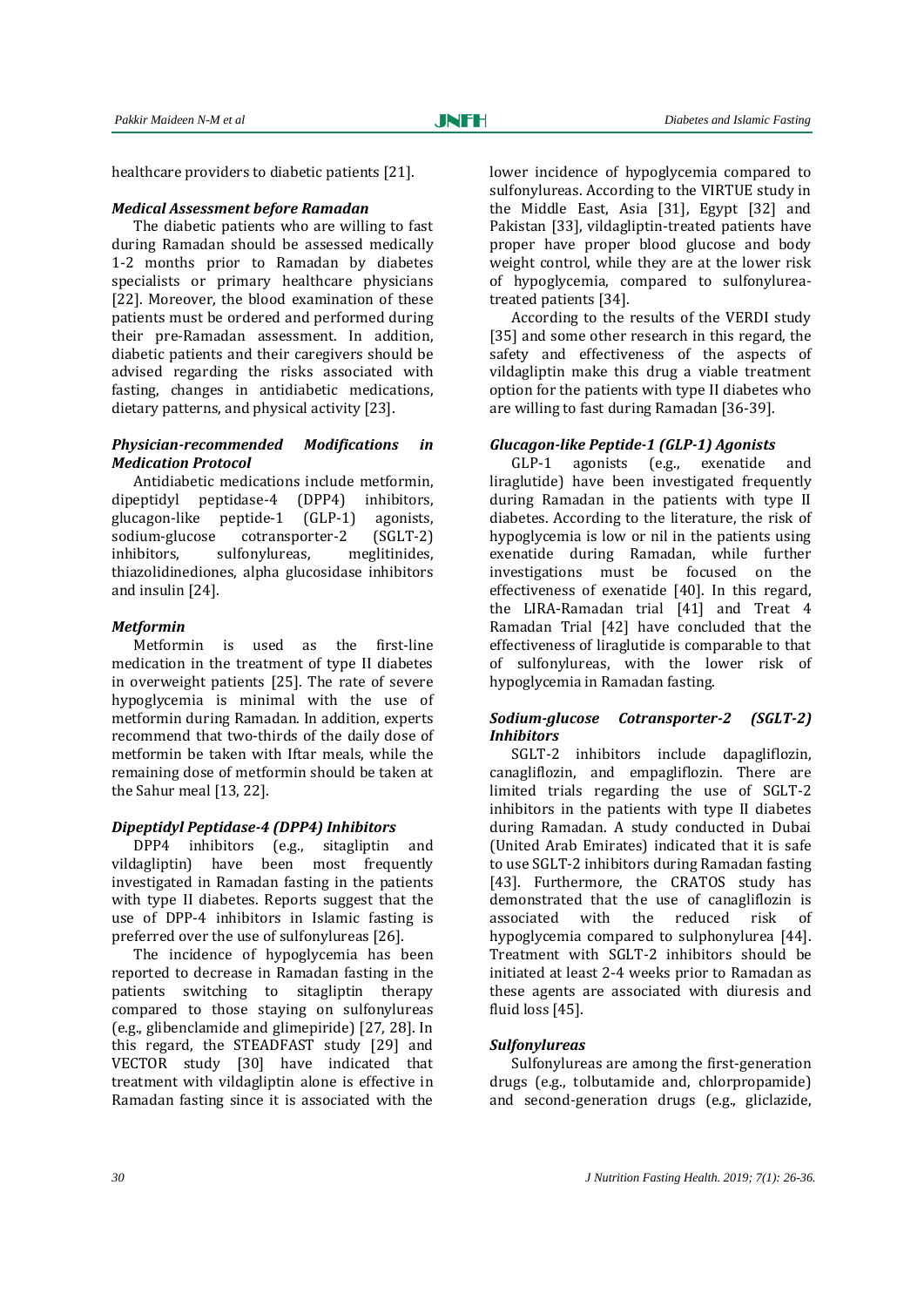healthcare providers to diabetic patients [21].

### *Medical Assessment before Ramadan*

The diabetic patients who are willing to fast during Ramadan should be assessed medically 1-2 months prior to Ramadan by diabetes specialists or primary healthcare physicians [22]. Moreover, the blood examination of these patients must be ordered and performed during their pre-Ramadan assessment. In addition, diabetic patients and their caregivers should be advised regarding the risks associated with fasting, changes in antidiabetic medications, dietary patterns, and physical activity [23].

### *Physician-recommended Modifications in Medication Protocol*

Antidiabetic medications include metformin, dipeptidyl peptidase-4 (DPP4) inhibitors, glucagon-like peptide-1 (GLP-1) agonists, sodium-glucose cotransporter-2 (SGLT-2) inhibitors, sulfonylureas, meglitinides, thiazolidinediones, alpha glucosidase inhibitors and insulin [24].

### *Metformin*

Metformin is used as the first-line medication in the treatment of type II diabetes in overweight patients [25]. The rate of severe hypoglycemia is minimal with the use of metformin during Ramadan. In addition, experts recommend that two-thirds of the daily dose of metformin be taken with Iftar meals, while the remaining dose of metformin should be taken at the Sahur meal [13, 22].

### *Dipeptidyl Peptidase-4 (DPP4) Inhibitors*

DPP4 inhibitors (e.g., sitagliptin and vildagliptin) have been most frequently investigated in Ramadan fasting in the patients with type II diabetes. Reports suggest that the use of DPP-4 inhibitors in Islamic fasting is preferred over the use of sulfonylureas [26].

The incidence of hypoglycemia has been reported to decrease in Ramadan fasting in the patients switching to sitagliptin therapy compared to those staying on sulfonylureas (e.g., glibenclamide and glimepiride) [27, 28]. In this regard, the STEADFAST study [29] and VECTOR study [30] have indicated that treatment with vildagliptin alone is effective in Ramadan fasting since it is associated with the lower incidence of hypoglycemia compared to sulfonylureas. According to the VIRTUE study in the Middle East, Asia [31], Egypt [32] and Pakistan [33], vildagliptin-treated patients have proper have proper blood glucose and body weight control, while they are at the lower risk of hypoglycemia, compared to sulfonylurea-treated patients [34].

According to the results of the VERDI study [35] and some other research in this regard, the safety and effectiveness of the aspects of vildagliptin make this drug a viable treatment option for the patients with type II diabetes who are willing to fast during Ramadan [36-39].

### *Glucagon-like Peptide-1 (GLP-1) Agonists*

GLP-1 agonists (e.g., exenatide and liraglutide) have been investigated frequently during Ramadan in the patients with type II diabetes. According to the literature, the risk of hypoglycemia is low or nil in the patients using exenatide during Ramadan, while further investigations must be focused on the effectiveness of exenatide [40]. In this regard, the LIRA-Ramadan trial [41] and Treat 4 Ramadan Trial [42] have concluded that the effectiveness of liraglutide is comparable to that of sulfonylureas, with the lower risk of hypoglycemia in Ramadan fasting.

### *Sodium-glucose Cotransporter-2 (SGLT-2) Inhibitors*

SGLT-2 inhibitors include dapagliflozin, canagliflozin, and empagliflozin. There are limited trials regarding the use of SGLT-2 inhibitors in the patients with type II diabetes during Ramadan. A study conducted in Dubai (United Arab Emirates) indicated that it is safe to use SGLT-2 inhibitors during Ramadan fasting [43]. Furthermore, the CRATOS study has demonstrated that the use of canagliflozin is associated with the reduced risk of hypoglycemia compared to sulphonylurea [44]. Treatment with SGLT-2 inhibitors should be initiated at least 2-4 weeks prior to Ramadan as these agents are associated with diuresis and fluid loss [45].

### *Sulfonylureas*

Sulfonylureas are among the first-generation drugs (e.g., tolbutamide and, chlorpropamide) and second-generation drugs (e.g., gliclazide,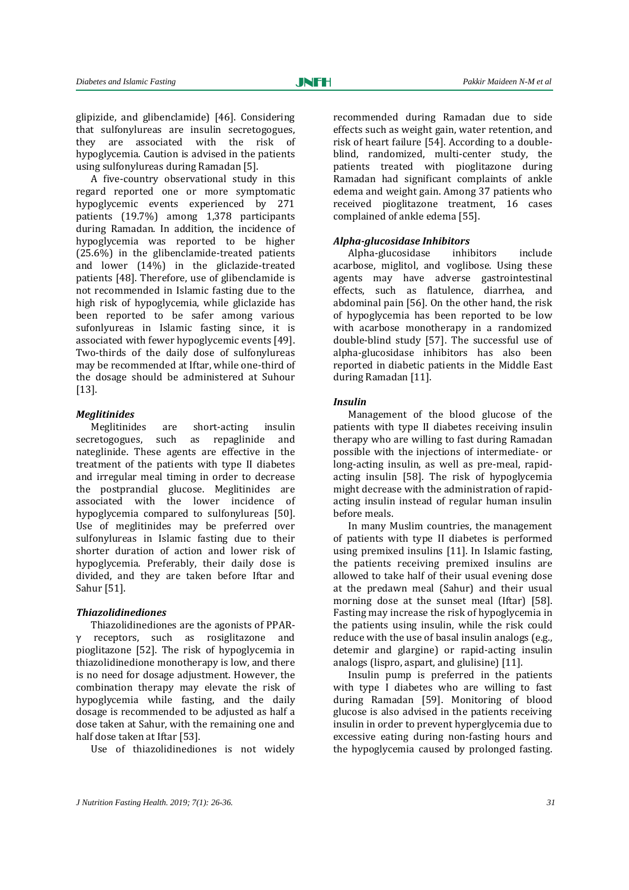glipizide, and glibenclamide) [46]. Considering that sulfonylureas are insulin secretogogues, they are associated with the risk of hypoglycemia. Caution is advised in the patients using sulfonylureas during Ramadan [5].

A five-country observational study in this regard reported one or more symptomatic hypoglycemic events experienced by 271 patients (19.7%) among 1,378 participants during Ramadan. In addition, the incidence of hypoglycemia was reported to be higher (25.6%) in the glibenclamide-treated patients and lower (14%) in the gliclazide-treated patients [48]. Therefore, use of glibenclamide is not recommended in Islamic fasting due to the high risk of hypoglycemia, while gliclazide has been reported to be safer among various sufonlyureas in Islamic fasting since, it is associated with fewer hypoglycemic events [49]. Two-thirds of the daily dose of sulfonylureas may be recommended at Iftar, while one-third of the dosage should be administered at Suhour [13].

### *Meglitinides*

Meglitinides are short-acting insulin secretogogues, such as repaglinide and nateglinide. These agents are effective in the treatment of the patients with type II diabetes and irregular meal timing in order to decrease the postprandial glucose. Meglitinides are associated with the lower incidence of hypoglycemia compared to sulfonylureas [50]. Use of meglitinides may be preferred over sulfonylureas in Islamic fasting due to their shorter duration of action and lower risk of hypoglycemia. Preferably, their daily dose is divided, and they are taken before Iftar and Sahur [51].

### *Thiazolidinediones*

Thiazolidinediones are the agonists of PPAR-γ receptors, such as rosiglitazone and pioglitazone [52]. The risk of hypoglycemia in thiazolidinedione monotherapy is low, and there is no need for dosage adjustment. However, the combination therapy may elevate the risk of hypoglycemia while fasting, and the daily dosage is recommended to be adjusted as half a dose taken at Sahur, with the remaining one and half dose taken at Iftar [53].

Use of thiazolidinediones is not widely recommended during Ramadan due to side effects such as weight gain, water retention, and risk of heart failure [54]. According to a double-blind, randomized, multi-center study, the patients treated with pioglitazone during Ramadan had significant complaints of ankle edema and weight gain. Among 37 patients who received pioglitazone treatment, 16 cases complained of ankle edema [55].

### *Alpha-glucosidase Inhibitors*

Alpha-glucosidase inhibitors include acarbose, miglitol, and voglibose. Using these agents may have adverse gastrointestinal effects, such as flatulence, diarrhea, and abdominal pain [56]. On the other hand, the risk of hypoglycemia has been reported to be low with acarbose monotherapy in a randomized double-blind study [57]. The successful use of alpha-glucosidase inhibitors has also been reported in diabetic patients in the Middle East during Ramadan [11].

### *Insulin*

Management of the blood glucose of the patients with type II diabetes receiving insulin therapy who are willing to fast during Ramadan possible with the injections of intermediate- or long-acting insulin, as well as pre-meal, rapid-acting insulin [58]. The risk of hypoglycemia might decrease with the administration of rapid-acting insulin instead of regular human insulin before meals.

In many Muslim countries, the management of patients with type II diabetes is performed using premixed insulins [11]. In Islamic fasting, the patients receiving premixed insulins are allowed to take half of their usual evening dose at the predawn meal (Sahur) and their usual morning dose at the sunset meal (Iftar) [58]. Fasting may increase the risk of hypoglycemia in the patients using insulin, while the risk could reduce with the use of basal insulin analogs (e.g., detemir and glargine) or rapid-acting insulin analogs (lispro, aspart, and glulisine) [11].

Insulin pump is preferred in the patients with type I diabetes who are willing to fast during Ramadan [59]. Monitoring of blood glucose is also advised in the patients receiving insulin in order to prevent hyperglycemia due to excessive eating during non-fasting hours and the hypoglycemia caused by prolonged fasting.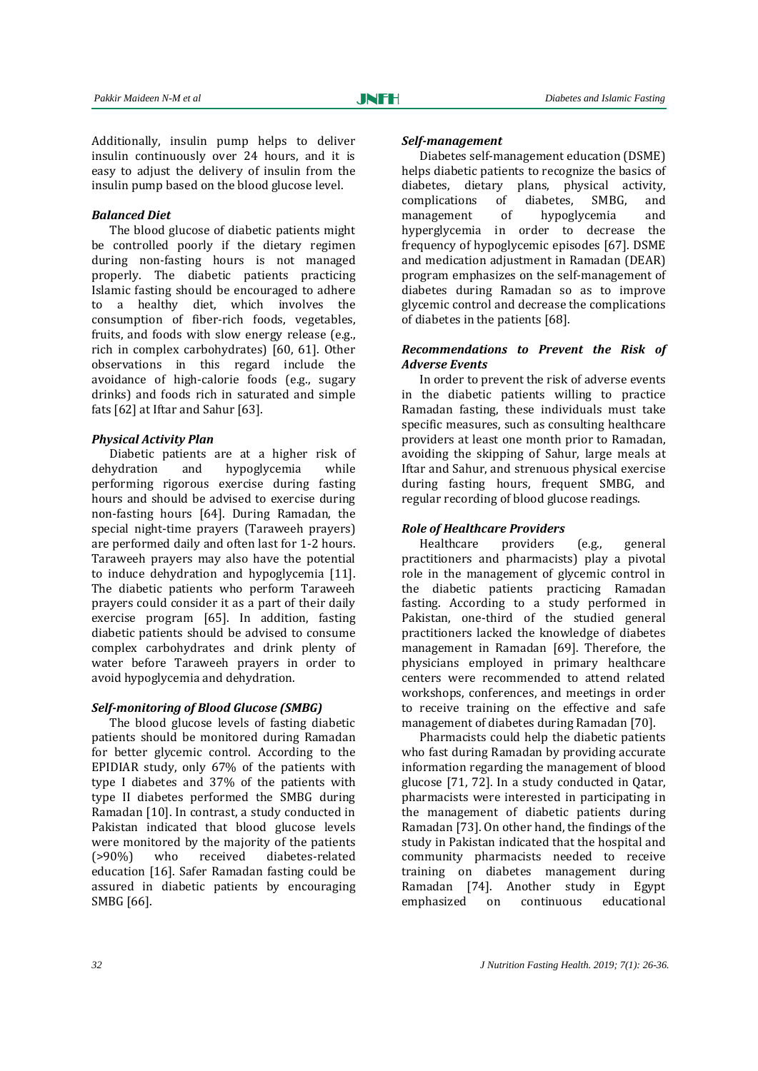Additionally, insulin pump helps to deliver insulin continuously over 24 hours, and it is easy to adjust the delivery of insulin from the insulin pump based on the blood glucose level.

### *Balanced Diet*

The blood glucose of diabetic patients might be controlled poorly if the dietary regimen during non-fasting hours is not managed properly. The diabetic patients practicing Islamic fasting should be encouraged to adhere to a healthy diet, which involves the consumption of fiber-rich foods, vegetables, fruits, and foods with slow energy release (e.g., rich in complex carbohydrates) [60, 61]. Other observations in this regard include the avoidance of high-calorie foods (e.g., sugary drinks) and foods rich in saturated and simple fats [62] at Iftar and Sahur [63].

### *Physical Activity Plan*

Diabetic patients are at a higher risk of dehydration and hypoglycemia while performing rigorous exercise during fasting hours and should be advised to exercise during non-fasting hours [64]. During Ramadan, the special night-time prayers (Taraweeh prayers) are performed daily and often last for 1-2 hours. Taraweeh prayers may also have the potential to induce dehydration and hypoglycemia [11]. The diabetic patients who perform Taraweeh prayers could consider it as a part of their daily exercise program [65]. In addition, fasting diabetic patients should be advised to consume complex carbohydrates and drink plenty of water before Taraweeh prayers in order to avoid hypoglycemia and dehydration.

### *Self-monitoring of Blood Glucose (SMBG)*

The blood glucose levels of fasting diabetic patients should be monitored during Ramadan for better glycemic control. According to the EPIDIAR study, only 67% of the patients with type I diabetes and 37% of the patients with type II diabetes performed the SMBG during Ramadan [10]. In contrast, a study conducted in Pakistan indicated that blood glucose levels were monitored by the majority of the patients (>90%) who received diabetes-related education [16]. Safer Ramadan fasting could be assured in diabetic patients by encouraging SMBG [66].

### *Self-management*

Diabetes self-management education (DSME) helps diabetic patients to recognize the basics of diabetes, dietary plans, physical activity, complications of diabetes, SMBG, and management of hypoglycemia and hyperglycemia in order to decrease the frequency of hypoglycemic episodes [67]. DSME and medication adjustment in Ramadan (DEAR) program emphasizes on the self-management of diabetes during Ramadan so as to improve glycemic control and decrease the complications of diabetes in the patients [68].

### *Recommendations to Prevent the Risk of Adverse Events*

In order to prevent the risk of adverse events in the diabetic patients willing to practice Ramadan fasting, these individuals must take specific measures, such as consulting healthcare providers at least one month prior to Ramadan, avoiding the skipping of Sahur, large meals at Iftar and Sahur, and strenuous physical exercise during fasting hours, frequent SMBG, and regular recording of blood glucose readings.

### *Role of Healthcare Providers*

Healthcare providers (e.g., general practitioners and pharmacists) play a pivotal role in the management of glycemic control in the diabetic patients practicing Ramadan fasting. According to a study performed in Pakistan, one-third of the studied general practitioners lacked the knowledge of diabetes management in Ramadan [69]. Therefore, the physicians employed in primary healthcare centers were recommended to attend related workshops, conferences, and meetings in order to receive training on the effective and safe management of diabetes during Ramadan [70].

Pharmacists could help the diabetic patients who fast during Ramadan by providing accurate information regarding the management of blood glucose [71, 72]. In a study conducted in Qatar, pharmacists were interested in participating in the management of diabetic patients during Ramadan [73]. On other hand, the findings of the study in Pakistan indicated that the hospital and community pharmacists needed to receive training on diabetes management during Ramadan [74]. Another study in Egypt emphasized on continuous educational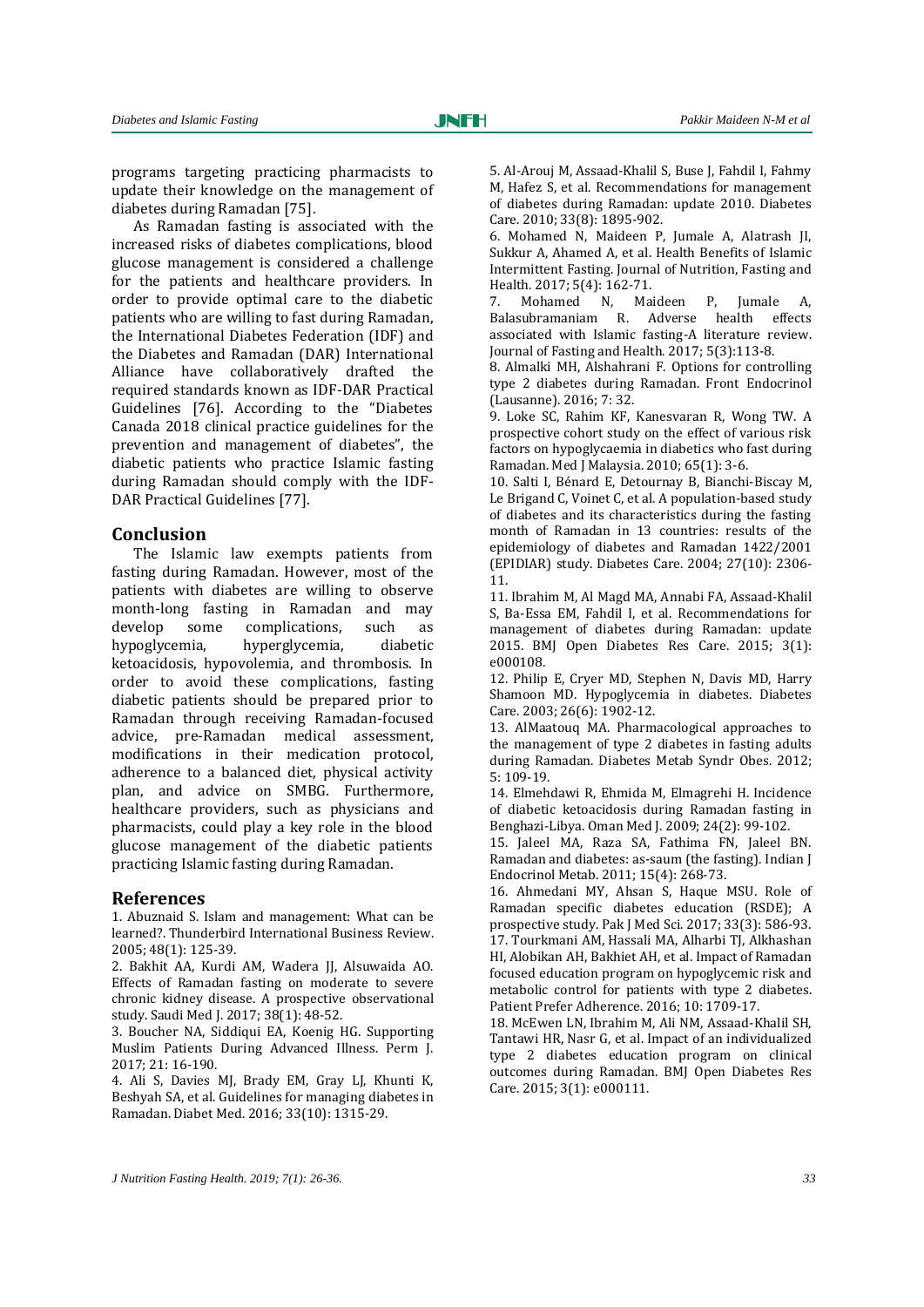programs targeting practicing pharmacists to update their knowledge on the management of diabetes during Ramadan [75].

As Ramadan fasting is associated with the increased risks of diabetes complications, blood glucose management is considered a challenge for the patients and healthcare providers. In order to provide optimal care to the diabetic patients who are willing to fast during Ramadan, the International Diabetes Federation (IDF) and the Diabetes and Ramadan (DAR) International Alliance have collaboratively drafted the required standards known as IDF-DAR Practical Guidelines [76]. According to the "Diabetes Canada 2018 clinical practice guidelines for the prevention and management of diabetes", the diabetic patients who practice Islamic fasting during Ramadan should comply with the IDF-DAR Practical Guidelines [77].

## Conclusion

The Islamic law exempts patients from fasting during Ramadan. However, most of the patients with diabetes are willing to observe month-long fasting in Ramadan and may develop some complications, such as hypoglycemia, hyperglycemia, diabetic ketoacidosis, hypovolemia, and thrombosis. In order to avoid these complications, fasting diabetic patients should be prepared prior to Ramadan through receiving Ramadan-focused advice, pre-Ramadan medical assessment, modifications in their medication protocol, adherence to a balanced diet, physical activity plan, and advice on SMBG. Furthermore, healthcare providers, such as physicians and pharmacists, could play a key role in the blood glucose management of the diabetic patients practicing Islamic fasting during Ramadan.

## References

1. Abuznaid S. Islam and management: What can be learned?. Thunderbird International Business Review. 2005; 48(1): 125-39.
2. Bakhit AA, Kurdi AM, Wadera JJ, Alsuwaida AO. Effects of Ramadan fasting on moderate to severe chronic kidney disease. A prospective observational study. Saudi Med J. 2017; 38(1): 48-52.
3. Boucher NA, Siddiqui EA, Koenig HG. Supporting Muslim Patients During Advanced Illness. Perm J. 2017; 21: 16-190.
4. Ali S, Davies MJ, Brady EM, Gray LJ, Khunti K, Beshyah SA, et al. Guidelines for managing diabetes in Ramadan. Diabet Med. 2016; 33(10): 1315-29.
5. Al-Arouj M, Assaad-Khalil S, Buse J, Fahdil I, Fahmy M, Hafez S, et al. Recommendations for management of diabetes during Ramadan: update 2010. Diabetes Care. 2010; 33(8): 1895-902.
6. Mohamed N, Maideen P, Jumale A, Alatrash JI, Sukkur A, Ahamed A, et al. Health Benefits of Islamic Intermittent Fasting. Journal of Nutrition, Fasting and Health. 2017; 5(4): 162-71.
7. Mohamed N, Maideen P, Jumale A, Balasubramaniam R. Adverse health effects associated with Islamic fasting-A literature review. Journal of Fasting and Health. 2017; 5(3):113-8.
8. Almalki MH, Alshahrani F. Options for controlling type 2 diabetes during Ramadan. Front Endocrinol (Lausanne). 2016; 7: 32.
9. Loke SC, Rahim KF, Kanesvaran R, Wong TW. A prospective cohort study on the effect of various risk factors on hypoglycaemia in diabetics who fast during Ramadan. Med J Malaysia. 2010; 65(1): 3-6.
10. Salti I, Bénard E, Detournay B, Bianchi-Biscay M, Le Brigand C, Voinet C, et al. A population-based study of diabetes and its characteristics during the fasting month of Ramadan in 13 countries: results of the epidemiology of diabetes and Ramadan 1422/2001 (EPIDIAR) study. Diabetes Care. 2004; 27(10): 2306-11.
11. Ibrahim M, Al Magd MA, Annabi FA, Assaad-Khalil S, Ba-Essa EM, Fahdil I, et al. Recommendations for management of diabetes during Ramadan: update 2015. BMJ Open Diabetes Res Care. 2015; 3(1): e000108.
12. Philip E, Cryer MD, Stephen N, Davis MD, Harry Shamoon MD. Hypoglycemia in diabetes. Diabetes Care. 2003; 26(6): 1902-12.
13. AlMaatouq MA. Pharmacological approaches to the management of type 2 diabetes in fasting adults during Ramadan. Diabetes Metab Syndr Obes. 2012; 5: 109-19.
14. Elmehdawi R, Ehmida M, Elmagrehi H. Incidence of diabetic ketoacidosis during Ramadan fasting in Benghazi-Libya. Oman Med J. 2009; 24(2): 99-102.
15. Jaleel MA, Raza SA, Fathima FN, Jaleel BN. Ramadan and diabetes: as-saum (the fasting). Indian J Endocrinol Metab. 2011; 15(4): 268-73.
16. Ahmedani MY, Ahsan S, Haque MSU. Role of Ramadan specific diabetes education (RSDE); A prospective study. Pak J Med Sci. 2017; 33(3): 586-93.
17. Tourkmani AM, Hassali MA, Alharbi TJ, Alkhashan HI, Alobikan AH, Bakhiet AH, et al. Impact of Ramadan focused education program on hypoglycemic risk and metabolic control for patients with type 2 diabetes. Patient Prefer Adherence. 2016; 10: 1709-17.
18. McEwen LN, Ibrahim M, Ali NM, Assaad-Khalil SH, Tantawi HR, Nasr G, et al. Impact of an individualized type 2 diabetes education program on clinical outcomes during Ramadan. BMJ Open Diabetes Res Care. 2015; 3(1): e000111.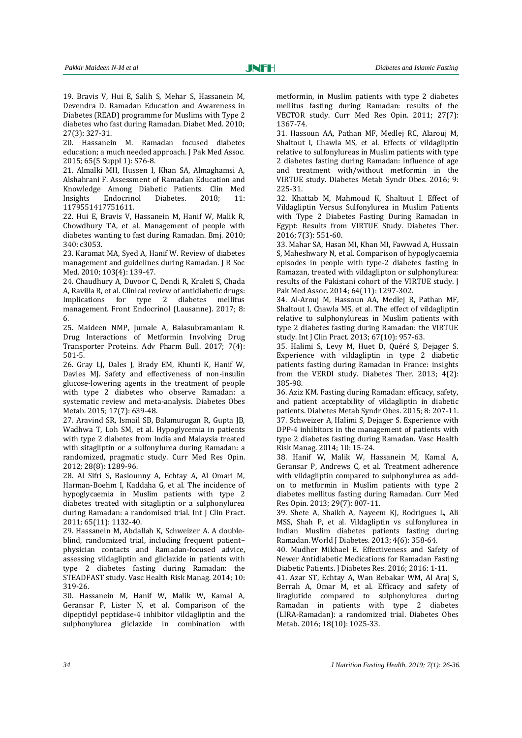19. Bravis V, Hui E, Salih S, Mehar S, Hassanein M, Devendra D. Ramadan Education and Awareness in Diabetes (READ) programme for Muslims with Type 2 diabetes who fast during Ramadan. Diabet Med. 2010; 27(3): 327-31.

20. Hassanein M. Ramadan focused diabetes education; a much needed approach. J Pak Med Assoc. 2015; 65(5 Suppl 1): S76-8.

21. Almalki MH, Hussen I, Khan SA, Almaghamsi A, Alshahrani F. Assessment of Ramadan Education and Knowledge Among Diabetic Patients. Clin Med Insights Endocrinol Diabetes. 2018; 11: 1179551417751611.

22. Hui E, Bravis V, Hassanein M, Hanif W, Malik R, Chowdhury TA, et al. Management of people with diabetes wanting to fast during Ramadan. Bmj. 2010; 340: c3053.

23. Karamat MA, Syed A, Hanif W. Review of diabetes management and guidelines during Ramadan. J R Soc Med. 2010; 103(4): 139-47.

24. Chaudhury A, Duvoor C, Dendi R, Kraleti S, Chada A, Ravilla R, et al. Clinical review of antidiabetic drugs: Implications for type 2 diabetes mellitus management. Front Endocrinol (Lausanne). 2017; 8: 6.

25. Maideen NMP, Jumale A, Balasubramaniam R. Drug Interactions of Metformin Involving Drug Transporter Proteins. Adv Pharm Bull. 2017; 7(4): 501-5.

26. Gray LJ, Dales J, Brady EM, Khunti K, Hanif W, Davies MJ. Safety and effectiveness of non-insulin glucose-lowering agents in the treatment of people with type 2 diabetes who observe Ramadan: a systematic review and meta-analysis. Diabetes Obes Metab. 2015; 17(7): 639-48.

27. Aravind SR, Ismail SB, Balamurugan R, Gupta JB, Wadhwa T, Loh SM, et al. Hypoglycemia in patients with type 2 diabetes from India and Malaysia treated with sitagliptin or a sulfonylurea during Ramadan: a randomized, pragmatic study. Curr Med Res Opin. 2012; 28(8): 1289-96.

28. Al Sifri S, Basiounny A, Echtay A, Al Omari M, Harman-Boehm I, Kaddaha G, et al. The incidence of hypoglycaemia in Muslim patients with type 2 diabetes treated with sitagliptin or a sulphonylurea during Ramadan: a randomised trial. Int J Clin Pract. 2011; 65(11): 1132-40.

29. Hassanein M, Abdallah K, Schweizer A. A double-blind, randomized trial, including frequent patient–physician contacts and Ramadan-focused advice, assessing vildagliptin and gliclazide in patients with type 2 diabetes fasting during Ramadan: the STEADFAST study. Vasc Health Risk Manag. 2014; 10: 319-26.

30. Hassanein M, Hanif W, Malik W, Kamal A, Geransar P, Lister N, et al. Comparison of the dipeptidyl peptidase-4 inhibitor vildagliptin and the sulphonylurea gliclazide in combination with metformin, in Muslim patients with type 2 diabetes mellitus fasting during Ramadan: results of the VECTOR study. Curr Med Res Opin. 2011; 27(7): 1367-74.

31. Hassoun AA, Pathan MF, Medlej RC, Alarouj M, Shaltout I, Chawla MS, et al. Effects of vildagliptin relative to sulfonylureas in Muslim patients with type 2 diabetes fasting during Ramadan: influence of age and treatment with/without metformin in the VIRTUE study. Diabetes Metab Syndr Obes. 2016; 9: 225-31.

32. Khattab M, Mahmoud K, Shaltout I. Effect of Vildagliptin Versus Sulfonylurea in Muslim Patients with Type 2 Diabetes Fasting During Ramadan in Egypt: Results from VIRTUE Study. Diabetes Ther. 2016; 7(3): 551-60.

33. Mahar SA, Hasan MI, Khan MI, Fawwad A, Hussain S, Maheshwary N, et al. Comparison of hypoglycaemia episodes in people with type-2 diabetes fasting in Ramazan, treated with vildaglipton or sulphonylurea: results of the Pakistani cohort of the VIRTUE study. J Pak Med Assoc. 2014; 64(11): 1297-302.

34. Al-Arouj M, Hassoun AA, Medlej R, Pathan MF, Shaltout I, Chawla MS, et al. The effect of vildagliptin relative to sulphonylureas in Muslim patients with type 2 diabetes fasting during Ramadan: the VIRTUE study. Int J Clin Pract. 2013; 67(10): 957-63.

35. Halimi S, Levy M, Huet D, Quéré S, Dejager S. Experience with vildagliptin in type 2 diabetic patients fasting during Ramadan in France: insights from the VERDI study. Diabetes Ther. 2013; 4(2): 385-98.

36. Aziz KM. Fasting during Ramadan: efficacy, safety, and patient acceptability of vildagliptin in diabetic patients. Diabetes Metab Syndr Obes. 2015; 8: 207-11.

37. Schweizer A, Halimi S, Dejager S. Experience with DPP-4 inhibitors in the management of patients with type 2 diabetes fasting during Ramadan. Vasc Health Risk Manag. 2014; 10: 15-24.

38. Hanif W, Malik W, Hassanein M, Kamal A, Geransar P, Andrews C, et al. Treatment adherence with vildagliptin compared to sulphonylurea as add-on to metformin in Muslim patients with type 2 diabetes mellitus fasting during Ramadan. Curr Med Res Opin. 2013; 29(7): 807-11.

39. Shete A, Shaikh A, Nayeem KJ, Rodrigues L, Ali MSS, Shah P, et al. Vildagliptin vs sulfonylurea in Indian Muslim diabetes patients fasting during Ramadan. World J Diabetes. 2013; 4(6): 358-64.

40. Mudher Mikhael E. Effectiveness and Safety of Newer Antidiabetic Medications for Ramadan Fasting Diabetic Patients. J Diabetes Res. 2016; 2016: 1-11.

41. Azar ST, Echtay A, Wan Bebakar WM, Al Araj S, Berrah A, Omar M, et al. Efficacy and safety of liraglutide compared to sulphonylurea during Ramadan in patients with type 2 diabetes (LIRA-Ramadan): a randomized trial. Diabetes Obes Metab. 2016; 18(10): 1025-33.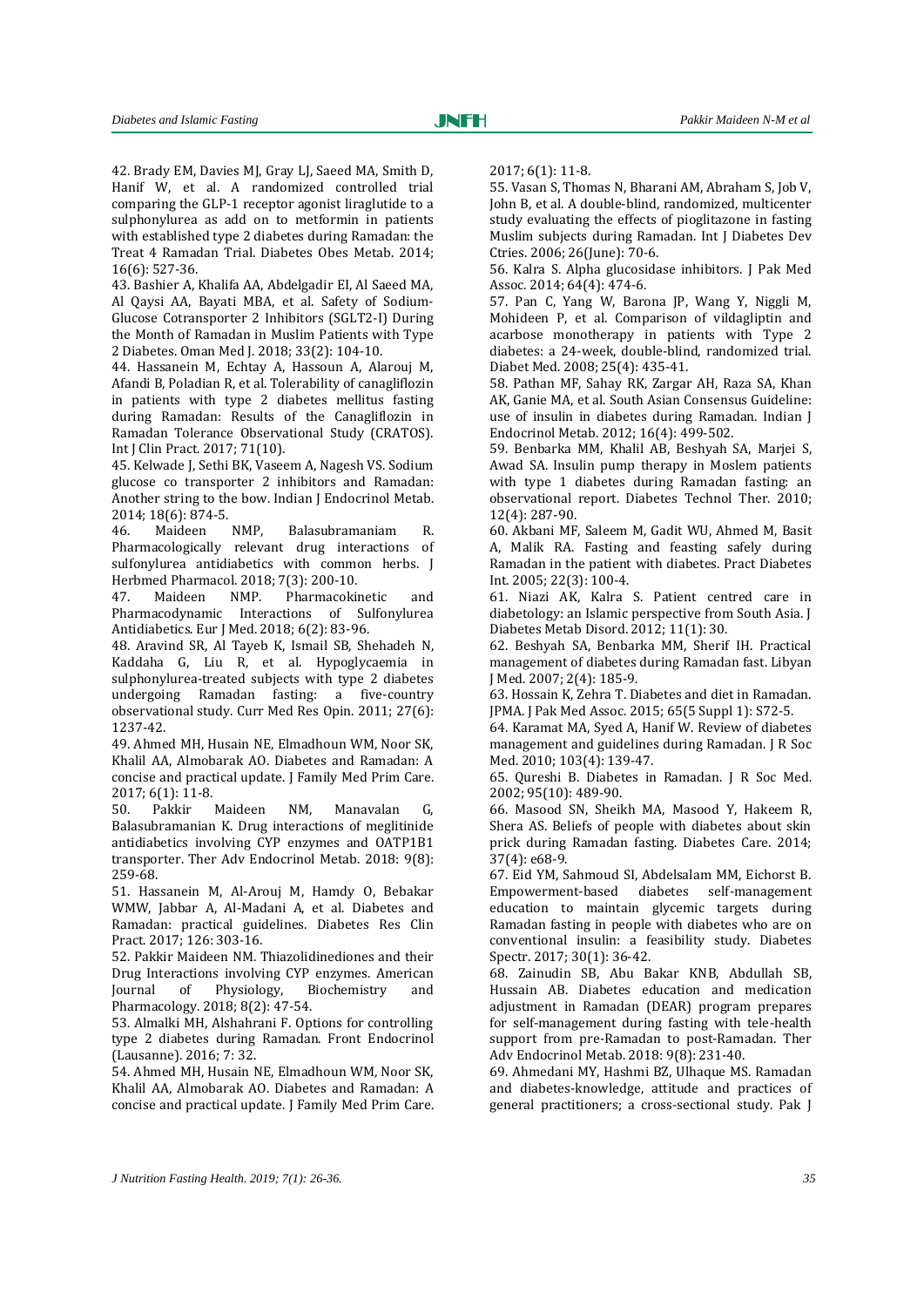42. Brady EM, Davies MJ, Gray LJ, Saeed MA, Smith D, Hanif W, et al. A randomized controlled trial comparing the GLP-1 receptor agonist liraglutide to a sulphonylurea as add on to metformin in patients with established type 2 diabetes during Ramadan: the Treat 4 Ramadan Trial. Diabetes Obes Metab. 2014; 16(6): 527-36.

43. Bashier A, Khalifa AA, Abdelgadir EI, Al Saeed MA, Al Qaysi AA, Bayati MBA, et al. Safety of Sodium-Glucose Cotransporter 2 Inhibitors (SGLT2-I) During the Month of Ramadan in Muslim Patients with Type 2 Diabetes. Oman Med J. 2018; 33(2): 104-10.

44. Hassanein M, Echtay A, Hassoun A, Alarouj M, Afandi B, Poladian R, et al. Tolerability of canagliflozin in patients with type 2 diabetes mellitus fasting during Ramadan: Results of the Canagliflozin in Ramadan Tolerance Observational Study (CRATOS). Int J Clin Pract. 2017; 71(10).

45. Kelwade J, Sethi BK, Vaseem A, Nagesh VS. Sodium glucose co transporter 2 inhibitors and Ramadan: Another string to the bow. Indian J Endocrinol Metab. 2014; 18(6): 874-5.

46. Maideen NMP, Balasubramaniam R. Pharmacologically relevant drug interactions of sulfonylurea antidiabetics with common herbs. J Herbmed Pharmacol. 2018; 7(3): 200-10.

47. Maideen NMP. Pharmacokinetic and Pharmacodynamic Interactions of Sulfonylurea Antidiabetics. Eur J Med. 2018; 6(2): 83-96.

48. Aravind SR, Al Tayeb K, Ismail SB, Shehadeh N, Kaddaha G, Liu R, et al. Hypoglycaemia in sulphonylurea-treated subjects with type 2 diabetes undergoing Ramadan fasting: a five-country observational study. Curr Med Res Opin. 2011; 27(6): 1237-42.

49. Ahmed MH, Husain NE, Elmadhoun WM, Noor SK, Khalil AA, Almobarak AO. Diabetes and Ramadan: A concise and practical update. J Family Med Prim Care. 2017; 6(1): 11-8.

50. Pakkir Maideen NM, Manavalan G, Balasubramanian K. Drug interactions of meglitinide antidiabetics involving CYP enzymes and OATP1B1 transporter. Ther Adv Endocrinol Metab. 2018: 9(8): 259-68.

51. Hassanein M, Al-Arouj M, Hamdy O, Bebakar WMW, Jabbar A, Al-Madani A, et al. Diabetes and Ramadan: practical guidelines. Diabetes Res Clin Pract. 2017; 126: 303-16.

52. Pakkir Maideen NM. Thiazolidinediones and their Drug Interactions involving CYP enzymes. American Journal of Physiology, Biochemistry and Pharmacology. 2018; 8(2): 47-54.

53. Almalki MH, Alshahrani F. Options for controlling type 2 diabetes during Ramadan. Front Endocrinol (Lausanne). 2016; 7: 32.

54. Ahmed MH, Husain NE, Elmadhoun WM, Noor SK, Khalil AA, Almobarak AO. Diabetes and Ramadan: A concise and practical update. J Family Med Prim Care. 2017; 6(1): 11-8.

55. Vasan S, Thomas N, Bharani AM, Abraham S, Job V, John B, et al. A double-blind, randomized, multicenter study evaluating the effects of pioglitazone in fasting Muslim subjects during Ramadan. Int J Diabetes Dev Ctries. 2006; 26(June): 70-6.

56. Kalra S. Alpha glucosidase inhibitors. J Pak Med Assoc. 2014; 64(4): 474-6.

57. Pan C, Yang W, Barona JP, Wang Y, Niggli M, Mohideen P, et al. Comparison of vildagliptin and acarbose monotherapy in patients with Type 2 diabetes: a 24-week, double-blind, randomized trial. Diabet Med. 2008; 25(4): 435-41.

58. Pathan MF, Sahay RK, Zargar AH, Raza SA, Khan AK, Ganie MA, et al. South Asian Consensus Guideline: use of insulin in diabetes during Ramadan. Indian J Endocrinol Metab. 2012; 16(4): 499-502.

59. Benbarka MM, Khalil AB, Beshyah SA, Marjei S, Awad SA. Insulin pump therapy in Moslem patients with type 1 diabetes during Ramadan fasting: an observational report. Diabetes Technol Ther. 2010; 12(4): 287-90.

60. Akbani MF, Saleem M, Gadit WU, Ahmed M, Basit A, Malik RA. Fasting and feasting safely during Ramadan in the patient with diabetes. Pract Diabetes Int. 2005; 22(3): 100-4.

61. Niazi AK, Kalra S. Patient centred care in diabetology: an Islamic perspective from South Asia. J Diabetes Metab Disord. 2012; 11(1): 30.

62. Beshyah SA, Benbarka MM, Sherif IH. Practical management of diabetes during Ramadan fast. Libyan J Med. 2007; 2(4): 185-9.

63. Hossain K, Zehra T. Diabetes and diet in Ramadan. JPMA. J Pak Med Assoc. 2015; 65(5 Suppl 1): S72-5.

64. Karamat MA, Syed A, Hanif W. Review of diabetes management and guidelines during Ramadan. J R Soc Med. 2010; 103(4): 139-47.

65. Qureshi B. Diabetes in Ramadan. J R Soc Med. 2002; 95(10): 489-90.

66. Masood SN, Sheikh MA, Masood Y, Hakeem R, Shera AS. Beliefs of people with diabetes about skin prick during Ramadan fasting. Diabetes Care. 2014; 37(4): e68-9.

67. Eid YM, Sahmoud SI, Abdelsalam MM, Eichorst B. Empowerment-based diabetes self-management education to maintain glycemic targets during Ramadan fasting in people with diabetes who are on conventional insulin: a feasibility study. Diabetes Spectr. 2017; 30(1): 36-42.

68. Zainudin SB, Abu Bakar KNB, Abdullah SB, Hussain AB. Diabetes education and medication adjustment in Ramadan (DEAR) program prepares for self-management during fasting with tele-health support from pre-Ramadan to post-Ramadan. Ther Adv Endocrinol Metab. 2018: 9(8): 231-40.

69. Ahmedani MY, Hashmi BZ, Ulhaque MS. Ramadan and diabetes-knowledge, attitude and practices of general practitioners; a cross-sectional study. Pak J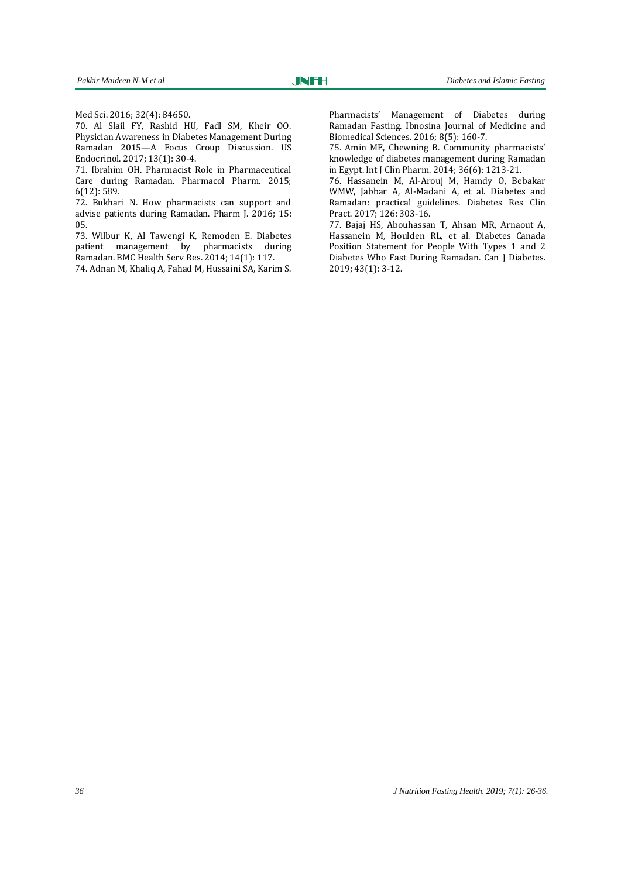Med Sci. 2016; 32(4): 84650.

70. Al Slail FY, Rashid HU, Fadl SM, Kheir OO. Physician Awareness in Diabetes Management During Ramadan 2015—A Focus Group Discussion. US Endocrinol. 2017; 13(1): 30-4.

71. Ibrahim OH. Pharmacist Role in Pharmaceutical Care during Ramadan. Pharmacol Pharm. 2015; 6(12): 589.

72. Bukhari N. How pharmacists can support and advise patients during Ramadan. Pharm J. 2016; 15: 05.

73. Wilbur K, Al Tawengi K, Remoden E. Diabetes patient management by pharmacists during Ramadan. BMC Health Serv Res. 2014; 14(1): 117.

74. Adnan M, Khaliq A, Fahad M, Hussaini SA, Karim S. Pharmacists' Management of Diabetes during Ramadan Fasting. Ibnosina Journal of Medicine and Biomedical Sciences. 2016; 8(5): 160-7.

75. Amin ME, Chewning B. Community pharmacists' knowledge of diabetes management during Ramadan in Egypt. Int J Clin Pharm. 2014; 36(6): 1213-21.

76. Hassanein M, Al-Arouj M, Hamdy O, Bebakar WMW, Jabbar A, Al-Madani A, et al. Diabetes and Ramadan: practical guidelines. Diabetes Res Clin Pract. 2017; 126: 303-16.

77. Bajaj HS, Abouhassan T, Ahsan MR, Arnaout A, Hassanein M, Houlden RL, et al. Diabetes Canada Position Statement for People With Types 1 and 2 Diabetes Who Fast During Ramadan. Can J Diabetes. 2019; 43(1): 3-12.